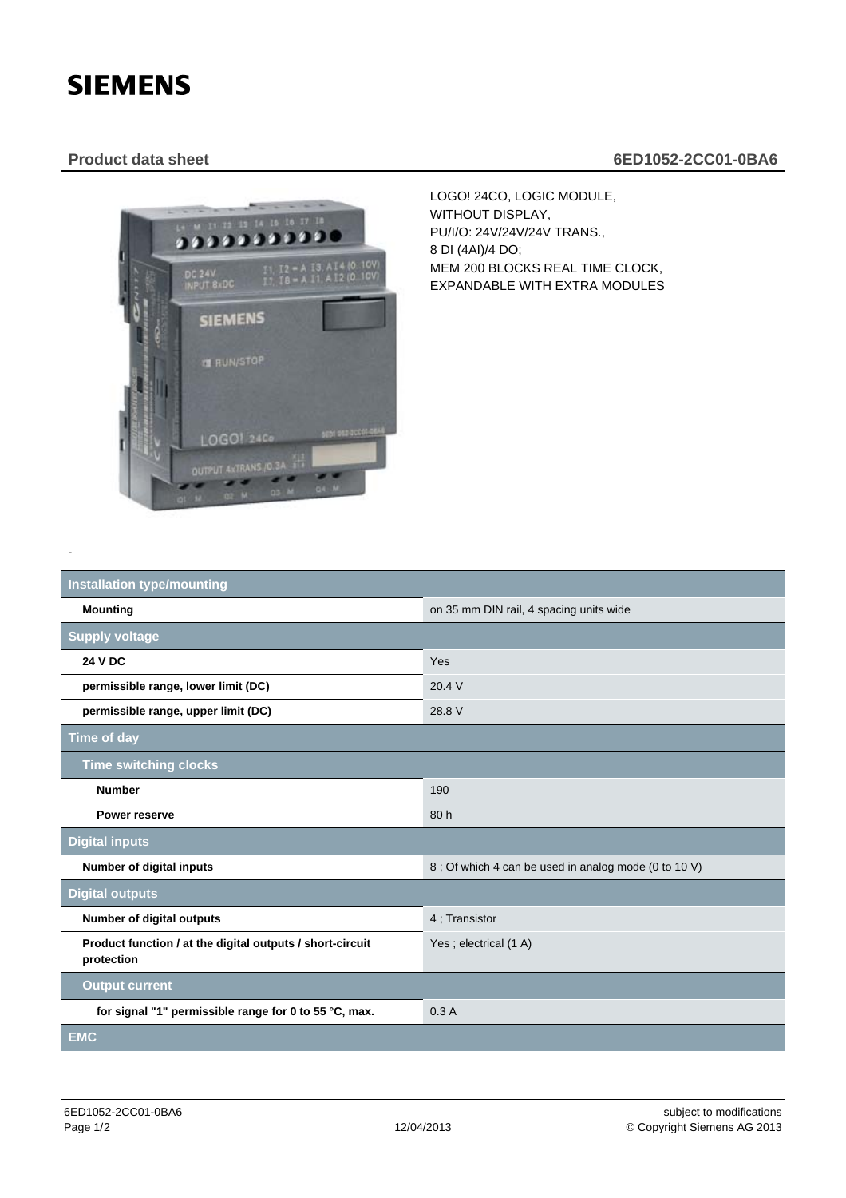**SIEMENS**

## Product data sheet

## 6ED1052-2CC01-0BA6

LOGO! 24CO, LOGIC MODULE,
WITHOUT DISPLAY,
PU/I/O: 24V/24V/24V TRANS.,
8 DI (4AI)/4 DO;
MEM 200 BLOCKS REAL TIME CLOCK,
EXPANDABLE WITH EXTRA MODULES

-

| | |
|---|---|
| **Installation type/mounting** | |
| **Mounting** | on 35 mm DIN rail, 4 spacing units wide |
| **Supply voltage** | |
| **24 V DC** | Yes |
| **permissible range, lower limit (DC)** | 20.4 V |
| **permissible range, upper limit (DC)** | 28.8 V |
| **Time of day** | |
| **Time switching clocks** | |
| **Number** | 190 |
| **Power reserve** | 80 h |
| **Digital inputs** | |
| **Number of digital inputs** | 8 ; Of which 4 can be used in analog mode (0 to 10 V) |
| **Digital outputs** | |
| **Number of digital outputs** | 4 ; Transistor |
| **Product function / at the digital outputs / short-circuit protection** | Yes ; electrical (1 A) |
| **Output current** | |
| **for signal "1" permissible range for 0 to 55 °C, max.** | 0.3 A |
| **EMC** | |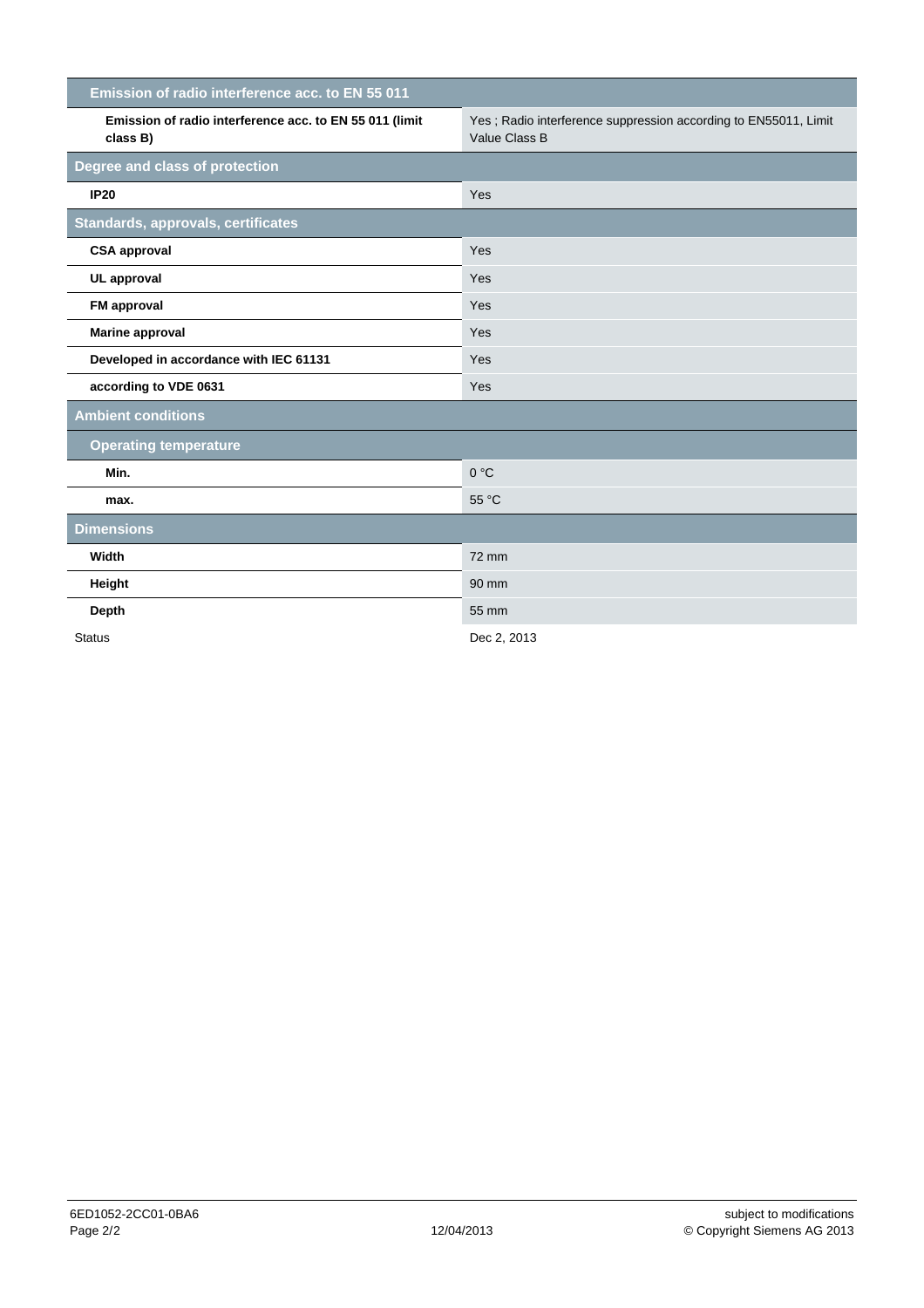| | |
|---|---|
| **Emission of radio interference acc. to EN 55 011** | |
| **Emission of radio interference acc. to EN 55 011 (limit class B)** | Yes ; Radio interference suppression according to EN55011, Limit Value Class B |
| **Degree and class of protection** | |
| **IP20** | Yes |
| **Standards, approvals, certificates** | |
| **CSA approval** | Yes |
| **UL approval** | Yes |
| **FM approval** | Yes |
| **Marine approval** | Yes |
| **Developed in accordance with IEC 61131** | Yes |
| **according to VDE 0631** | Yes |
| **Ambient conditions** | |
| **Operating temperature** | |
| **Min.** | 0 °C |
| **max.** | 55 °C |
| **Dimensions** | |
| **Width** | 72 mm |
| **Height** | 90 mm |
| **Depth** | 55 mm |
| Status | Dec 2, 2013 |

6ED1052-2CC01-0BA6

12/04/2013

subject to modifications

© Copyright Siemens AG 2013